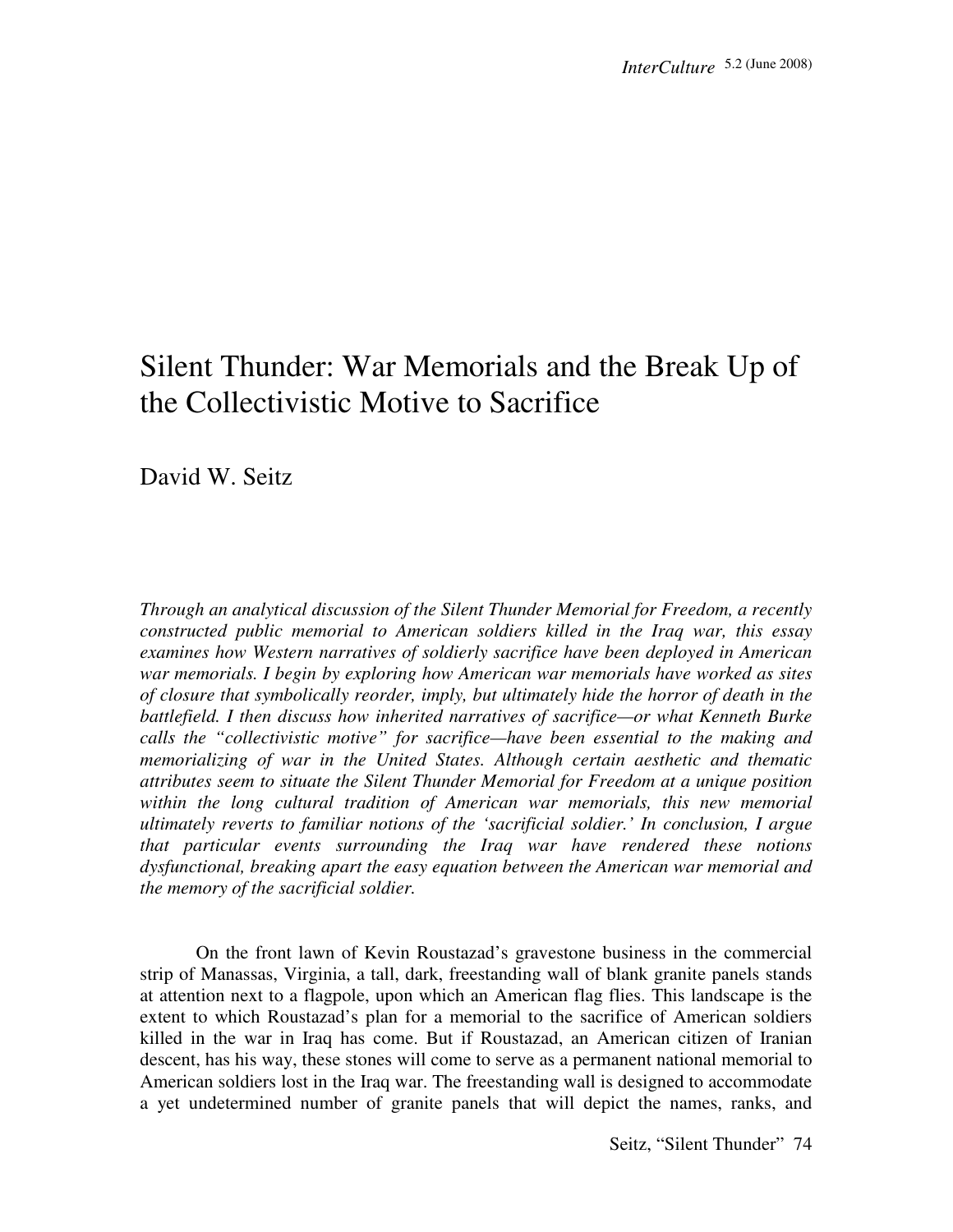# Silent Thunder: War Memorials and the Break Up of the Collectivistic Motive to Sacrifice

David W. Seitz

*Through an analytical discussion of the Silent Thunder Memorial for Freedom, a recently constructed public memorial to American soldiers killed in the Iraq war, this essay examines how Western narratives of soldierly sacrifice have been deployed in American war memorials. I begin by exploring how American war memorials have worked as sites of closure that symbolically reorder, imply, but ultimately hide the horror of death in the battlefield. I then discuss how inherited narratives of sacrifice—or what Kenneth Burke calls the "collectivistic motive" for sacrifice—have been essential to the making and memorializing of war in the United States. Although certain aesthetic and thematic attributes seem to situate the Silent Thunder Memorial for Freedom at a unique position within the long cultural tradition of American war memorials, this new memorial ultimately reverts to familiar notions of the 'sacrificial soldier.' In conclusion, I argue that particular events surrounding the Iraq war have rendered these notions dysfunctional, breaking apart the easy equation between the American war memorial and the memory of the sacrificial soldier.*

On the front lawn of Kevin Roustazad's gravestone business in the commercial strip of Manassas, Virginia, a tall, dark, freestanding wall of blank granite panels stands at attention next to a flagpole, upon which an American flag flies. This landscape is the extent to which Roustazad's plan for a memorial to the sacrifice of American soldiers killed in the war in Iraq has come. But if Roustazad, an American citizen of Iranian descent, has his way, these stones will come to serve as a permanent national memorial to American soldiers lost in the Iraq war. The freestanding wall is designed to accommodate a yet undetermined number of granite panels that will depict the names, ranks, and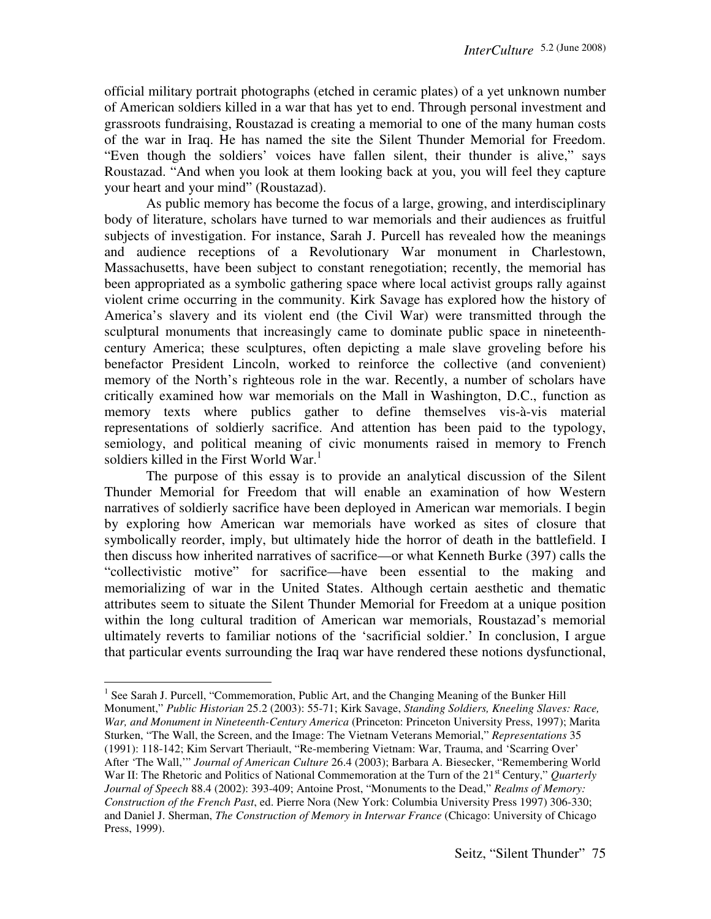official military portrait photographs (etched in ceramic plates) of a yet unknown number of American soldiers killed in a war that has yet to end. Through personal investment and grassroots fundraising, Roustazad is creating a memorial to one of the many human costs of the war in Iraq. He has named the site the Silent Thunder Memorial for Freedom. "Even though the soldiers' voices have fallen silent, their thunder is alive," says Roustazad. "And when you look at them looking back at you, you will feel they capture your heart and your mind" (Roustazad).

As public memory has become the focus of a large, growing, and interdisciplinary body of literature, scholars have turned to war memorials and their audiences as fruitful subjects of investigation. For instance, Sarah J. Purcell has revealed how the meanings and audience receptions of a Revolutionary War monument in Charlestown, Massachusetts, have been subject to constant renegotiation; recently, the memorial has been appropriated as a symbolic gathering space where local activist groups rally against violent crime occurring in the community. Kirk Savage has explored how the history of America's slavery and its violent end (the Civil War) were transmitted through the sculptural monuments that increasingly came to dominate public space in nineteenth-century America; these sculptures, often depicting a male slave groveling before his benefactor President Lincoln, worked to reinforce the collective (and convenient) memory of the North's righteous role in the war. Recently, a number of scholars have critically examined how war memorials on the Mall in Washington, D.C., function as memory texts where publics gather to define themselves vis-à-vis material representations of soldierly sacrifice. And attention has been paid to the typology, semiology, and political meaning of civic monuments raised in memory to French soldiers killed in the First World War.[1]

The purpose of this essay is to provide an analytical discussion of the Silent Thunder Memorial for Freedom that will enable an examination of how Western narratives of soldierly sacrifice have been deployed in American war memorials. I begin by exploring how American war memorials have worked as sites of closure that symbolically reorder, imply, but ultimately hide the horror of death in the battlefield. I then discuss how inherited narratives of sacrifice—or what Kenneth Burke (397) calls the "collectivistic motive" for sacrifice—have been essential to the making and memorializing of war in the United States. Although certain aesthetic and thematic attributes seem to situate the Silent Thunder Memorial for Freedom at a unique position within the long cultural tradition of American war memorials, Roustazad's memorial ultimately reverts to familiar notions of the 'sacrificial soldier.' In conclusion, I argue that particular events surrounding the Iraq war have rendered these notions dysfunctional,

---

[1] See Sarah J. Purcell, "Commemoration, Public Art, and the Changing Meaning of the Bunker Hill Monument," *Public Historian* 25.2 (2003): 55-71; Kirk Savage, *Standing Soldiers, Kneeling Slaves: Race, War, and Monument in Nineteenth-Century America* (Princeton: Princeton University Press, 1997); Marita Sturken, "The Wall, the Screen, and the Image: The Vietnam Veterans Memorial," *Representations* 35 (1991): 118-142; Kim Servart Theriault, "Re-membering Vietnam: War, Trauma, and 'Scarring Over' After 'The Wall,'" *Journal of American Culture* 26.4 (2003); Barbara A. Biesecker, "Remembering World War II: The Rhetoric and Politics of National Commemoration at the Turn of the 21st Century," *Quarterly Journal of Speech* 88.4 (2002): 393-409; Antoine Prost, "Monuments to the Dead," *Realms of Memory: Construction of the French Past*, ed. Pierre Nora (New York: Columbia University Press 1997) 306-330; and Daniel J. Sherman, *The Construction of Memory in Interwar France* (Chicago: University of Chicago Press, 1999).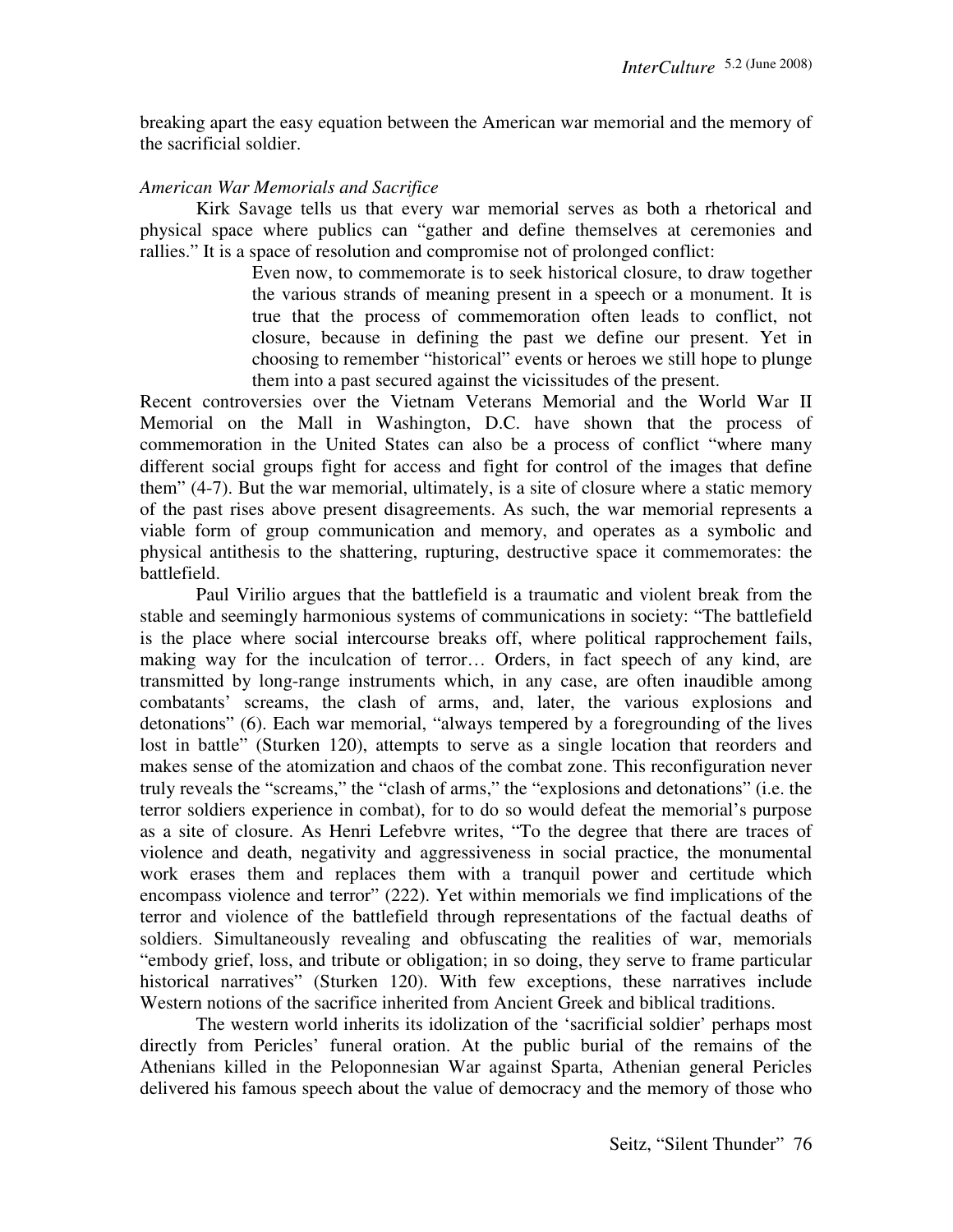breaking apart the easy equation between the American war memorial and the memory of the sacrificial soldier.

*American War Memorials and Sacrifice*

Kirk Savage tells us that every war memorial serves as both a rhetorical and physical space where publics can "gather and define themselves at ceremonies and rallies." It is a space of resolution and compromise not of prolonged conflict:

> Even now, to commemorate is to seek historical closure, to draw together the various strands of meaning present in a speech or a monument. It is true that the process of commemoration often leads to conflict, not closure, because in defining the past we define our present. Yet in choosing to remember "historical" events or heroes we still hope to plunge them into a past secured against the vicissitudes of the present.

Recent controversies over the Vietnam Veterans Memorial and the World War II Memorial on the Mall in Washington, D.C. have shown that the process of commemoration in the United States can also be a process of conflict "where many different social groups fight for access and fight for control of the images that define them" (4-7). But the war memorial, ultimately, is a site of closure where a static memory of the past rises above present disagreements. As such, the war memorial represents a viable form of group communication and memory, and operates as a symbolic and physical antithesis to the shattering, rupturing, destructive space it commemorates: the battlefield.

Paul Virilio argues that the battlefield is a traumatic and violent break from the stable and seemingly harmonious systems of communications in society: "The battlefield is the place where social intercourse breaks off, where political rapprochement fails, making way for the inculcation of terror… Orders, in fact speech of any kind, are transmitted by long-range instruments which, in any case, are often inaudible among combatants' screams, the clash of arms, and, later, the various explosions and detonations" (6). Each war memorial, "always tempered by a foregrounding of the lives lost in battle" (Sturken 120), attempts to serve as a single location that reorders and makes sense of the atomization and chaos of the combat zone. This reconfiguration never truly reveals the "screams," the "clash of arms," the "explosions and detonations" (i.e. the terror soldiers experience in combat), for to do so would defeat the memorial's purpose as a site of closure. As Henri Lefebvre writes, "To the degree that there are traces of violence and death, negativity and aggressiveness in social practice, the monumental work erases them and replaces them with a tranquil power and certitude which encompass violence and terror" (222). Yet within memorials we find implications of the terror and violence of the battlefield through representations of the factual deaths of soldiers. Simultaneously revealing and obfuscating the realities of war, memorials "embody grief, loss, and tribute or obligation; in so doing, they serve to frame particular historical narratives" (Sturken 120). With few exceptions, these narratives include Western notions of the sacrifice inherited from Ancient Greek and biblical traditions.

The western world inherits its idolization of the 'sacrificial soldier' perhaps most directly from Pericles' funeral oration. At the public burial of the remains of the Athenians killed in the Peloponnesian War against Sparta, Athenian general Pericles delivered his famous speech about the value of democracy and the memory of those who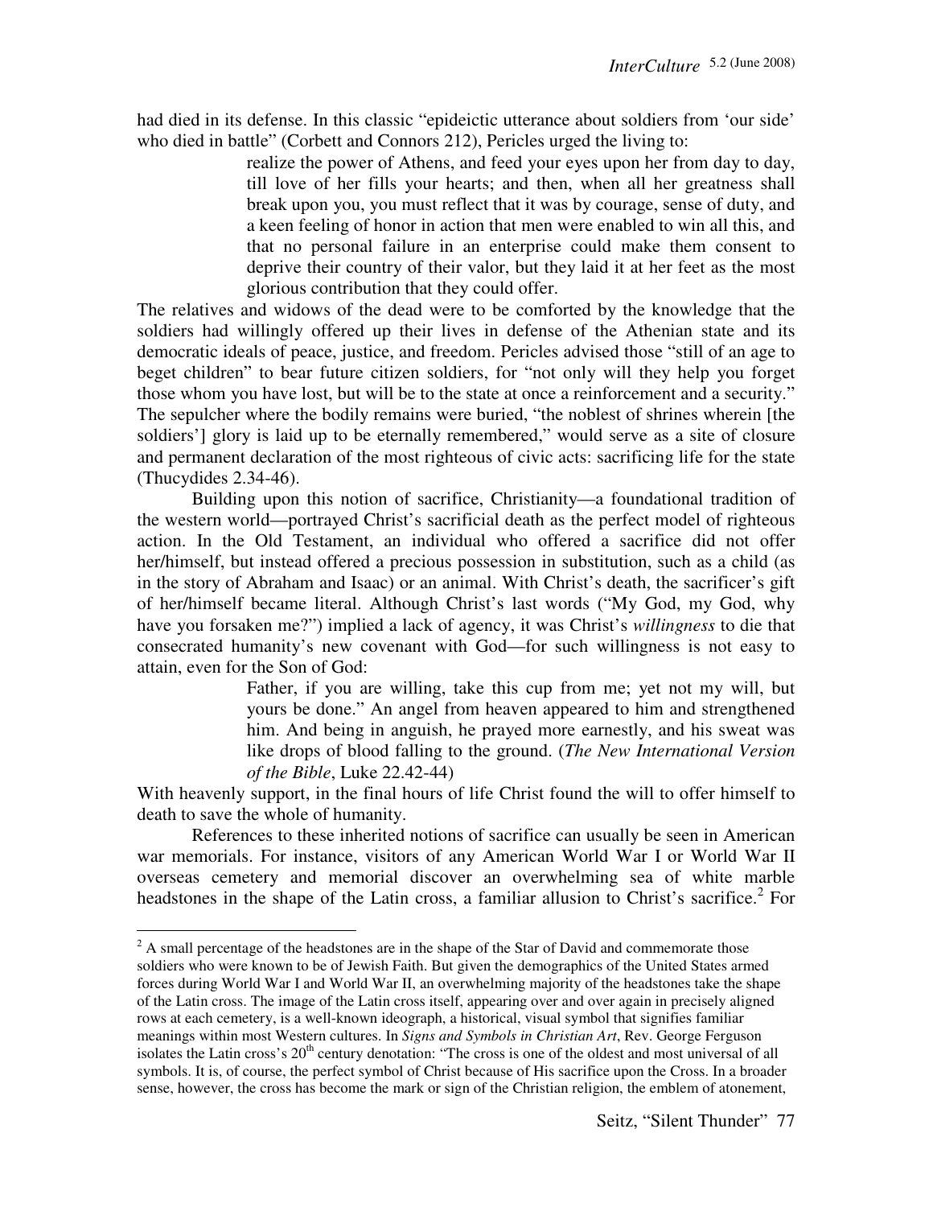had died in its defense. In this classic "epideictic utterance about soldiers from 'our side' who died in battle" (Corbett and Connors 212), Pericles urged the living to:

> realize the power of Athens, and feed your eyes upon her from day to day, till love of her fills your hearts; and then, when all her greatness shall break upon you, you must reflect that it was by courage, sense of duty, and a keen feeling of honor in action that men were enabled to win all this, and that no personal failure in an enterprise could make them consent to deprive their country of their valor, but they laid it at her feet as the most glorious contribution that they could offer.

The relatives and widows of the dead were to be comforted by the knowledge that the soldiers had willingly offered up their lives in defense of the Athenian state and its democratic ideals of peace, justice, and freedom. Pericles advised those "still of an age to beget children" to bear future citizen soldiers, for "not only will they help you forget those whom you have lost, but will be to the state at once a reinforcement and a security." The sepulcher where the bodily remains were buried, "the noblest of shrines wherein [the soldiers'] glory is laid up to be eternally remembered," would serve as a site of closure and permanent declaration of the most righteous of civic acts: sacrificing life for the state (Thucydides 2.34-46).

Building upon this notion of sacrifice, Christianity—a foundational tradition of the western world—portrayed Christ's sacrificial death as the perfect model of righteous action. In the Old Testament, an individual who offered a sacrifice did not offer her/himself, but instead offered a precious possession in substitution, such as a child (as in the story of Abraham and Isaac) or an animal. With Christ's death, the sacrificer's gift of her/himself became literal. Although Christ's last words ("My God, my God, why have you forsaken me?") implied a lack of agency, it was Christ's *willingness* to die that consecrated humanity's new covenant with God—for such willingness is not easy to attain, even for the Son of God:

> Father, if you are willing, take this cup from me; yet not my will, but yours be done." An angel from heaven appeared to him and strengthened him. And being in anguish, he prayed more earnestly, and his sweat was like drops of blood falling to the ground. (*The New International Version of the Bible*, Luke 22.42-44)

With heavenly support, in the final hours of life Christ found the will to offer himself to death to save the whole of humanity.

References to these inherited notions of sacrifice can usually be seen in American war memorials. For instance, visitors of any American World War I or World War II overseas cemetery and memorial discover an overwhelming sea of white marble headstones in the shape of the Latin cross, a familiar allusion to Christ's sacrifice.[2] For

---

[2] A small percentage of the headstones are in the shape of the Star of David and commemorate those soldiers who were known to be of Jewish Faith. But given the demographics of the United States armed forces during World War I and World War II, an overwhelming majority of the headstones take the shape of the Latin cross. The image of the Latin cross itself, appearing over and over again in precisely aligned rows at each cemetery, is a well-known ideograph, a historical, visual symbol that signifies familiar meanings within most Western cultures. In *Signs and Symbols in Christian Art*, Rev. George Ferguson isolates the Latin cross's 20th century denotation: "The cross is one of the oldest and most universal of all symbols. It is, of course, the perfect symbol of Christ because of His sacrifice upon the Cross. In a broader sense, however, the cross has become the mark or sign of the Christian religion, the emblem of atonement,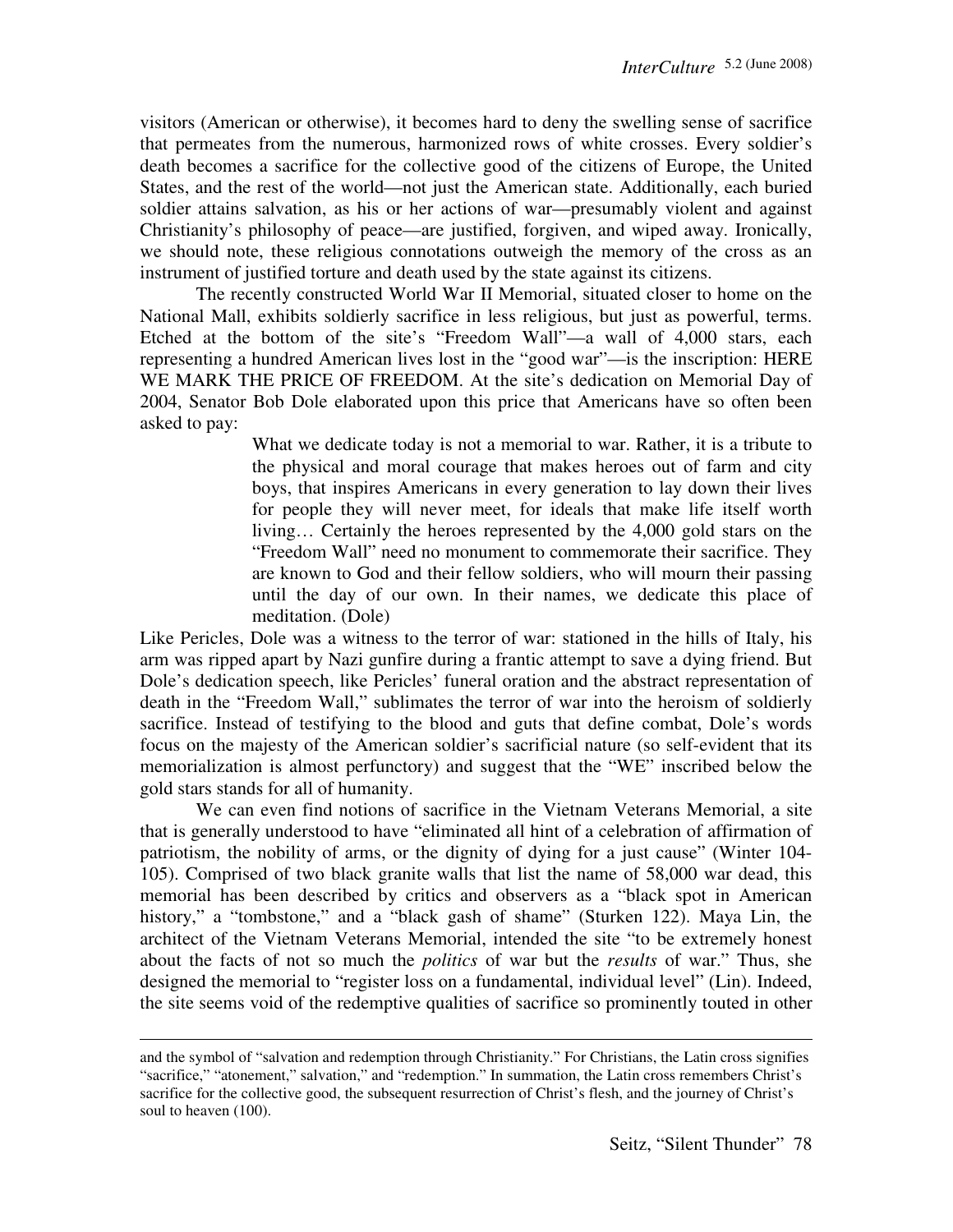visitors (American or otherwise), it becomes hard to deny the swelling sense of sacrifice that permeates from the numerous, harmonized rows of white crosses. Every soldier's death becomes a sacrifice for the collective good of the citizens of Europe, the United States, and the rest of the world—not just the American state. Additionally, each buried soldier attains salvation, as his or her actions of war—presumably violent and against Christianity's philosophy of peace—are justified, forgiven, and wiped away. Ironically, we should note, these religious connotations outweigh the memory of the cross as an instrument of justified torture and death used by the state against its citizens.

The recently constructed World War II Memorial, situated closer to home on the National Mall, exhibits soldierly sacrifice in less religious, but just as powerful, terms. Etched at the bottom of the site's "Freedom Wall"—a wall of 4,000 stars, each representing a hundred American lives lost in the "good war"—is the inscription: HERE WE MARK THE PRICE OF FREEDOM. At the site's dedication on Memorial Day of 2004, Senator Bob Dole elaborated upon this price that Americans have so often been asked to pay:

> What we dedicate today is not a memorial to war. Rather, it is a tribute to the physical and moral courage that makes heroes out of farm and city boys, that inspires Americans in every generation to lay down their lives for people they will never meet, for ideals that make life itself worth living… Certainly the heroes represented by the 4,000 gold stars on the "Freedom Wall" need no monument to commemorate their sacrifice. They are known to God and their fellow soldiers, who will mourn their passing until the day of our own. In their names, we dedicate this place of meditation. (Dole)

Like Pericles, Dole was a witness to the terror of war: stationed in the hills of Italy, his arm was ripped apart by Nazi gunfire during a frantic attempt to save a dying friend. But Dole's dedication speech, like Pericles' funeral oration and the abstract representation of death in the "Freedom Wall," sublimates the terror of war into the heroism of soldierly sacrifice. Instead of testifying to the blood and guts that define combat, Dole's words focus on the majesty of the American soldier's sacrificial nature (so self-evident that its memorialization is almost perfunctory) and suggest that the "WE" inscribed below the gold stars stands for all of humanity.

We can even find notions of sacrifice in the Vietnam Veterans Memorial, a site that is generally understood to have "eliminated all hint of a celebration of affirmation of patriotism, the nobility of arms, or the dignity of dying for a just cause" (Winter 104-105). Comprised of two black granite walls that list the name of 58,000 war dead, this memorial has been described by critics and observers as a "black spot in American history," a "tombstone," and a "black gash of shame" (Sturken 122). Maya Lin, the architect of the Vietnam Veterans Memorial, intended the site "to be extremely honest about the facts of not so much the *politics* of war but the *results* of war." Thus, she designed the memorial to "register loss on a fundamental, individual level" (Lin). Indeed, the site seems void of the redemptive qualities of sacrifice so prominently touted in other

---

and the symbol of "salvation and redemption through Christianity." For Christians, the Latin cross signifies "sacrifice," "atonement," salvation," and "redemption." In summation, the Latin cross remembers Christ's sacrifice for the collective good, the subsequent resurrection of Christ's flesh, and the journey of Christ's soul to heaven (100).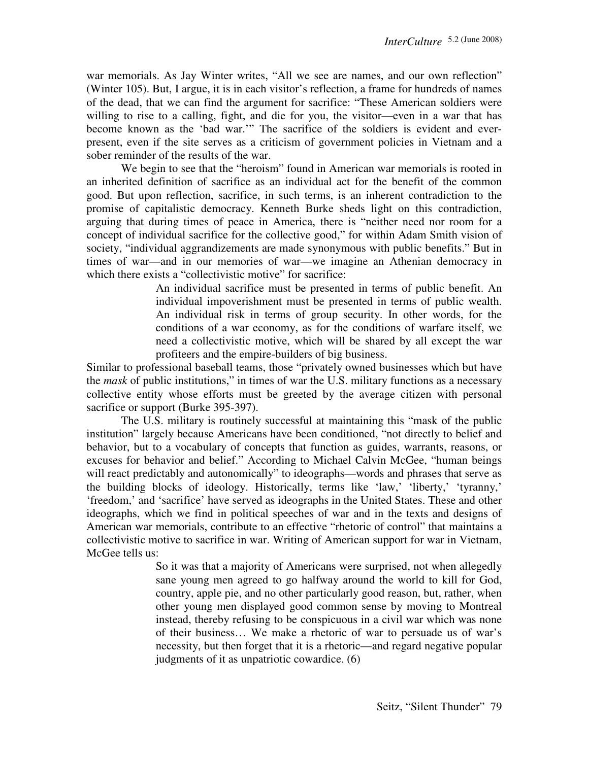war memorials. As Jay Winter writes, "All we see are names, and our own reflection" (Winter 105). But, I argue, it is in each visitor's reflection, a frame for hundreds of names of the dead, that we can find the argument for sacrifice: "These American soldiers were willing to rise to a calling, fight, and die for you, the visitor—even in a war that has become known as the 'bad war.'" The sacrifice of the soldiers is evident and ever-present, even if the site serves as a criticism of government policies in Vietnam and a sober reminder of the results of the war.

We begin to see that the "heroism" found in American war memorials is rooted in an inherited definition of sacrifice as an individual act for the benefit of the common good. But upon reflection, sacrifice, in such terms, is an inherent contradiction to the promise of capitalistic democracy. Kenneth Burke sheds light on this contradiction, arguing that during times of peace in America, there is "neither need nor room for a concept of individual sacrifice for the collective good," for within Adam Smith vision of society, "individual aggrandizements are made synonymous with public benefits." But in times of war—and in our memories of war—we imagine an Athenian democracy in which there exists a "collectivistic motive" for sacrifice:

> An individual sacrifice must be presented in terms of public benefit. An individual impoverishment must be presented in terms of public wealth. An individual risk in terms of group security. In other words, for the conditions of a war economy, as for the conditions of warfare itself, we need a collectivistic motive, which will be shared by all except the war profiteers and the empire-builders of big business.

Similar to professional baseball teams, those "privately owned businesses which but have the *mask* of public institutions," in times of war the U.S. military functions as a necessary collective entity whose efforts must be greeted by the average citizen with personal sacrifice or support (Burke 395-397).

The U.S. military is routinely successful at maintaining this "mask of the public institution" largely because Americans have been conditioned, "not directly to belief and behavior, but to a vocabulary of concepts that function as guides, warrants, reasons, or excuses for behavior and belief." According to Michael Calvin McGee, "human beings will react predictably and autonomically" to ideographs—words and phrases that serve as the building blocks of ideology. Historically, terms like 'law,' 'liberty,' 'tyranny,' 'freedom,' and 'sacrifice' have served as ideographs in the United States. These and other ideographs, which we find in political speeches of war and in the texts and designs of American war memorials, contribute to an effective "rhetoric of control" that maintains a collectivistic motive to sacrifice in war. Writing of American support for war in Vietnam, McGee tells us:

> So it was that a majority of Americans were surprised, not when allegedly sane young men agreed to go halfway around the world to kill for God, country, apple pie, and no other particularly good reason, but, rather, when other young men displayed good common sense by moving to Montreal instead, thereby refusing to be conspicuous in a civil war which was none of their business… We make a rhetoric of war to persuade us of war's necessity, but then forget that it is a rhetoric—and regard negative popular judgments of it as unpatriotic cowardice. (6)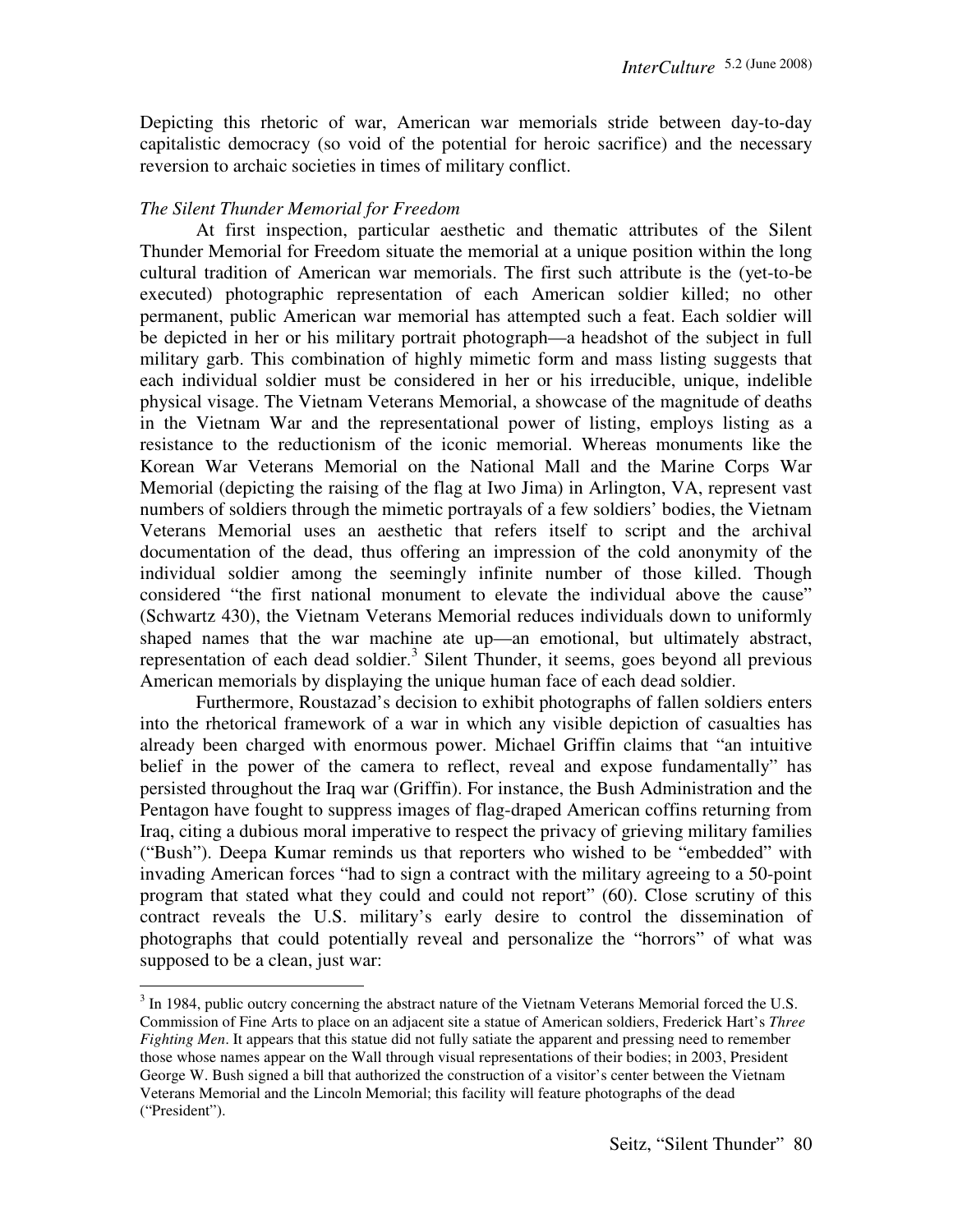Depicting this rhetoric of war, American war memorials stride between day-to-day capitalistic democracy (so void of the potential for heroic sacrifice) and the necessary reversion to archaic societies in times of military conflict.

*The Silent Thunder Memorial for Freedom*

At first inspection, particular aesthetic and thematic attributes of the Silent Thunder Memorial for Freedom situate the memorial at a unique position within the long cultural tradition of American war memorials. The first such attribute is the (yet-to-be executed) photographic representation of each American soldier killed; no other permanent, public American war memorial has attempted such a feat. Each soldier will be depicted in her or his military portrait photograph—a headshot of the subject in full military garb. This combination of highly mimetic form and mass listing suggests that each individual soldier must be considered in her or his irreducible, unique, indelible physical visage. The Vietnam Veterans Memorial, a showcase of the magnitude of deaths in the Vietnam War and the representational power of listing, employs listing as a resistance to the reductionism of the iconic memorial. Whereas monuments like the Korean War Veterans Memorial on the National Mall and the Marine Corps War Memorial (depicting the raising of the flag at Iwo Jima) in Arlington, VA, represent vast numbers of soldiers through the mimetic portrayals of a few soldiers' bodies, the Vietnam Veterans Memorial uses an aesthetic that refers itself to script and the archival documentation of the dead, thus offering an impression of the cold anonymity of the individual soldier among the seemingly infinite number of those killed. Though considered "the first national monument to elevate the individual above the cause" (Schwartz 430), the Vietnam Veterans Memorial reduces individuals down to uniformly shaped names that the war machine ate up—an emotional, but ultimately abstract, representation of each dead soldier.[3] Silent Thunder, it seems, goes beyond all previous American memorials by displaying the unique human face of each dead soldier.

Furthermore, Roustazad's decision to exhibit photographs of fallen soldiers enters into the rhetorical framework of a war in which any visible depiction of casualties has already been charged with enormous power. Michael Griffin claims that "an intuitive belief in the power of the camera to reflect, reveal and expose fundamentally" has persisted throughout the Iraq war (Griffin). For instance, the Bush Administration and the Pentagon have fought to suppress images of flag-draped American coffins returning from Iraq, citing a dubious moral imperative to respect the privacy of grieving military families ("Bush"). Deepa Kumar reminds us that reporters who wished to be "embedded" with invading American forces "had to sign a contract with the military agreeing to a 50-point program that stated what they could and could not report" (60). Close scrutiny of this contract reveals the U.S. military's early desire to control the dissemination of photographs that could potentially reveal and personalize the "horrors" of what was supposed to be a clean, just war:

---

[3] In 1984, public outcry concerning the abstract nature of the Vietnam Veterans Memorial forced the U.S. Commission of Fine Arts to place on an adjacent site a statue of American soldiers, Frederick Hart's *Three Fighting Men*. It appears that this statue did not fully satiate the apparent and pressing need to remember those whose names appear on the Wall through visual representations of their bodies; in 2003, President George W. Bush signed a bill that authorized the construction of a visitor's center between the Vietnam Veterans Memorial and the Lincoln Memorial; this facility will feature photographs of the dead ("President").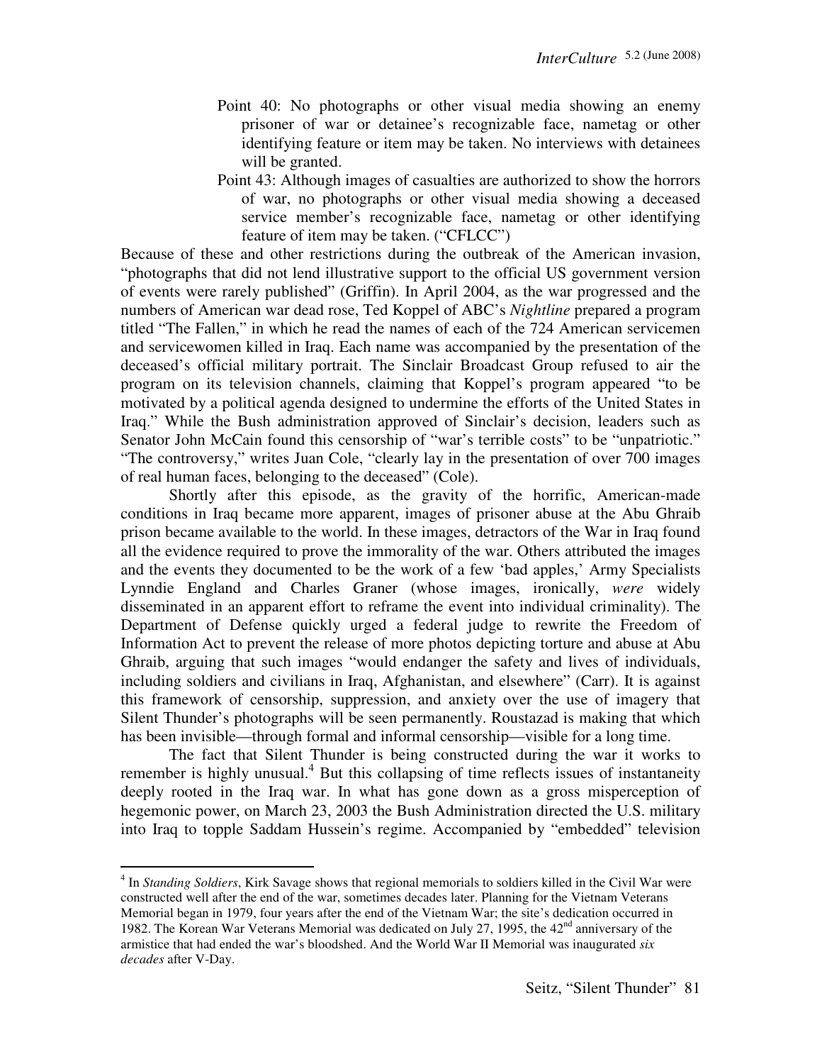Point 40: No photographs or other visual media showing an enemy prisoner of war or detainee's recognizable face, nametag or other identifying feature or item may be taken. No interviews with detainees will be granted.

Point 43: Although images of casualties are authorized to show the horrors of war, no photographs or other visual media showing a deceased service member's recognizable face, nametag or other identifying feature of item may be taken. ("CFLCC")

Because of these and other restrictions during the outbreak of the American invasion, "photographs that did not lend illustrative support to the official US government version of events were rarely published" (Griffin). In April 2004, as the war progressed and the numbers of American war dead rose, Ted Koppel of ABC's *Nightline* prepared a program titled "The Fallen," in which he read the names of each of the 724 American servicemen and servicewomen killed in Iraq. Each name was accompanied by the presentation of the deceased's official military portrait. The Sinclair Broadcast Group refused to air the program on its television channels, claiming that Koppel's program appeared "to be motivated by a political agenda designed to undermine the efforts of the United States in Iraq." While the Bush administration approved of Sinclair's decision, leaders such as Senator John McCain found this censorship of "war's terrible costs" to be "unpatriotic." "The controversy," writes Juan Cole, "clearly lay in the presentation of over 700 images of real human faces, belonging to the deceased" (Cole).

Shortly after this episode, as the gravity of the horrific, American-made conditions in Iraq became more apparent, images of prisoner abuse at the Abu Ghraib prison became available to the world. In these images, detractors of the War in Iraq found all the evidence required to prove the immorality of the war. Others attributed the images and the events they documented to be the work of a few 'bad apples,' Army Specialists Lynndie England and Charles Graner (whose images, ironically, *were* widely disseminated in an apparent effort to reframe the event into individual criminality). The Department of Defense quickly urged a federal judge to rewrite the Freedom of Information Act to prevent the release of more photos depicting torture and abuse at Abu Ghraib, arguing that such images "would endanger the safety and lives of individuals, including soldiers and civilians in Iraq, Afghanistan, and elsewhere" (Carr). It is against this framework of censorship, suppression, and anxiety over the use of imagery that Silent Thunder's photographs will be seen permanently. Roustazad is making that which has been invisible—through formal and informal censorship—visible for a long time.

The fact that Silent Thunder is being constructed during the war it works to remember is highly unusual.[4] But this collapsing of time reflects issues of instantaneity deeply rooted in the Iraq war. In what has gone down as a gross misperception of hegemonic power, on March 23, 2003 the Bush Administration directed the U.S. military into Iraq to topple Saddam Hussein's regime. Accompanied by "embedded" television

---

[4] In *Standing Soldiers*, Kirk Savage shows that regional memorials to soldiers killed in the Civil War were constructed well after the end of the war, sometimes decades later. Planning for the Vietnam Veterans Memorial began in 1979, four years after the end of the Vietnam War; the site's dedication occurred in 1982. The Korean War Veterans Memorial was dedicated on July 27, 1995, the 42nd anniversary of the armistice that had ended the war's bloodshed. And the World War II Memorial was inaugurated *six decades* after V-Day.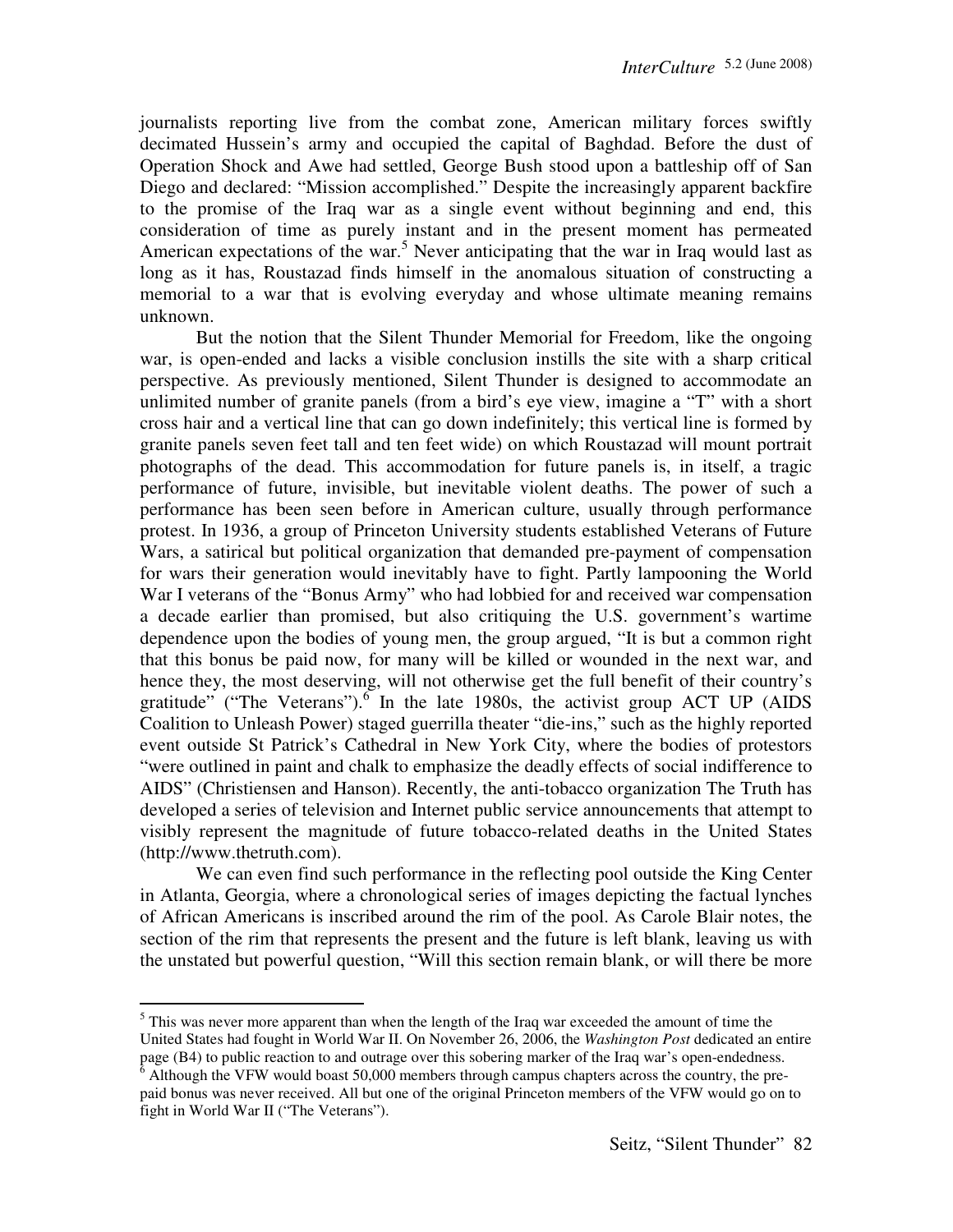journalists reporting live from the combat zone, American military forces swiftly decimated Hussein's army and occupied the capital of Baghdad. Before the dust of Operation Shock and Awe had settled, George Bush stood upon a battleship off of San Diego and declared: "Mission accomplished." Despite the increasingly apparent backfire to the promise of the Iraq war as a single event without beginning and end, this consideration of time as purely instant and in the present moment has permeated American expectations of the war.[5] Never anticipating that the war in Iraq would last as long as it has, Roustazad finds himself in the anomalous situation of constructing a memorial to a war that is evolving everyday and whose ultimate meaning remains unknown.

But the notion that the Silent Thunder Memorial for Freedom, like the ongoing war, is open-ended and lacks a visible conclusion instills the site with a sharp critical perspective. As previously mentioned, Silent Thunder is designed to accommodate an unlimited number of granite panels (from a bird's eye view, imagine a "T" with a short cross hair and a vertical line that can go down indefinitely; this vertical line is formed by granite panels seven feet tall and ten feet wide) on which Roustazad will mount portrait photographs of the dead. This accommodation for future panels is, in itself, a tragic performance of future, invisible, but inevitable violent deaths. The power of such a performance has been seen before in American culture, usually through performance protest. In 1936, a group of Princeton University students established Veterans of Future Wars, a satirical but political organization that demanded pre-payment of compensation for wars their generation would inevitably have to fight. Partly lampooning the World War I veterans of the "Bonus Army" who had lobbied for and received war compensation a decade earlier than promised, but also critiquing the U.S. government's wartime dependence upon the bodies of young men, the group argued, "It is but a common right that this bonus be paid now, for many will be killed or wounded in the next war, and hence they, the most deserving, will not otherwise get the full benefit of their country's gratitude" ("The Veterans").[6] In the late 1980s, the activist group ACT UP (AIDS Coalition to Unleash Power) staged guerrilla theater "die-ins," such as the highly reported event outside St Patrick's Cathedral in New York City, where the bodies of protestors "were outlined in paint and chalk to emphasize the deadly effects of social indifference to AIDS" (Christiensen and Hanson). Recently, the anti-tobacco organization The Truth has developed a series of television and Internet public service announcements that attempt to visibly represent the magnitude of future tobacco-related deaths in the United States (http://www.thetruth.com).

We can even find such performance in the reflecting pool outside the King Center in Atlanta, Georgia, where a chronological series of images depicting the factual lynches of African Americans is inscribed around the rim of the pool. As Carole Blair notes, the section of the rim that represents the present and the future is left blank, leaving us with the unstated but powerful question, "Will this section remain blank, or will there be more

---

[5] This was never more apparent than when the length of the Iraq war exceeded the amount of time the United States had fought in World War II. On November 26, 2006, the *Washington Post* dedicated an entire page (B4) to public reaction to and outrage over this sobering marker of the Iraq war's open-endedness.

[6] Although the VFW would boast 50,000 members through campus chapters across the country, the pre-paid bonus was never received. All but one of the original Princeton members of the VFW would go on to fight in World War II ("The Veterans").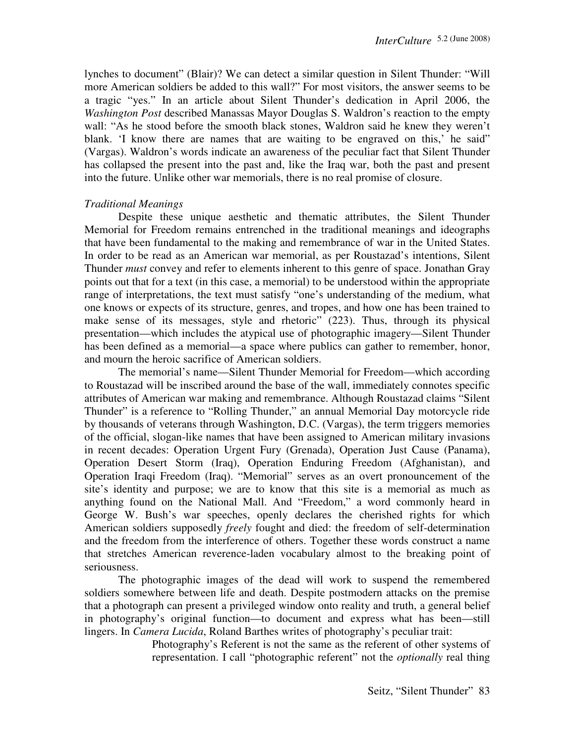lynches to document" (Blair)? We can detect a similar question in Silent Thunder: "Will more American soldiers be added to this wall?" For most visitors, the answer seems to be a tragic "yes." In an article about Silent Thunder's dedication in April 2006, the *Washington Post* described Manassas Mayor Douglas S. Waldron's reaction to the empty wall: "As he stood before the smooth black stones, Waldron said he knew they weren't blank. 'I know there are names that are waiting to be engraved on this,' he said" (Vargas). Waldron's words indicate an awareness of the peculiar fact that Silent Thunder has collapsed the present into the past and, like the Iraq war, both the past and present into the future. Unlike other war memorials, there is no real promise of closure.

*Traditional Meanings*

Despite these unique aesthetic and thematic attributes, the Silent Thunder Memorial for Freedom remains entrenched in the traditional meanings and ideographs that have been fundamental to the making and remembrance of war in the United States. In order to be read as an American war memorial, as per Roustazad's intentions, Silent Thunder *must* convey and refer to elements inherent to this genre of space. Jonathan Gray points out that for a text (in this case, a memorial) to be understood within the appropriate range of interpretations, the text must satisfy "one's understanding of the medium, what one knows or expects of its structure, genres, and tropes, and how one has been trained to make sense of its messages, style and rhetoric" (223). Thus, through its physical presentation—which includes the atypical use of photographic imagery—Silent Thunder has been defined as a memorial—a space where publics can gather to remember, honor, and mourn the heroic sacrifice of American soldiers.

The memorial's name—Silent Thunder Memorial for Freedom—which according to Roustazad will be inscribed around the base of the wall, immediately connotes specific attributes of American war making and remembrance. Although Roustazad claims "Silent Thunder" is a reference to "Rolling Thunder," an annual Memorial Day motorcycle ride by thousands of veterans through Washington, D.C. (Vargas), the term triggers memories of the official, slogan-like names that have been assigned to American military invasions in recent decades: Operation Urgent Fury (Grenada), Operation Just Cause (Panama), Operation Desert Storm (Iraq), Operation Enduring Freedom (Afghanistan), and Operation Iraqi Freedom (Iraq). "Memorial" serves as an overt pronouncement of the site's identity and purpose; we are to know that this site is a memorial as much as anything found on the National Mall. And "Freedom," a word commonly heard in George W. Bush's war speeches, openly declares the cherished rights for which American soldiers supposedly *freely* fought and died: the freedom of self-determination and the freedom from the interference of others. Together these words construct a name that stretches American reverence-laden vocabulary almost to the breaking point of seriousness.

The photographic images of the dead will work to suspend the remembered soldiers somewhere between life and death. Despite postmodern attacks on the premise that a photograph can present a privileged window onto reality and truth, a general belief in photography's original function—to document and express what has been—still lingers. In *Camera Lucida*, Roland Barthes writes of photography's peculiar trait:

> Photography's Referent is not the same as the referent of other systems of representation. I call "photographic referent" not the *optionally* real thing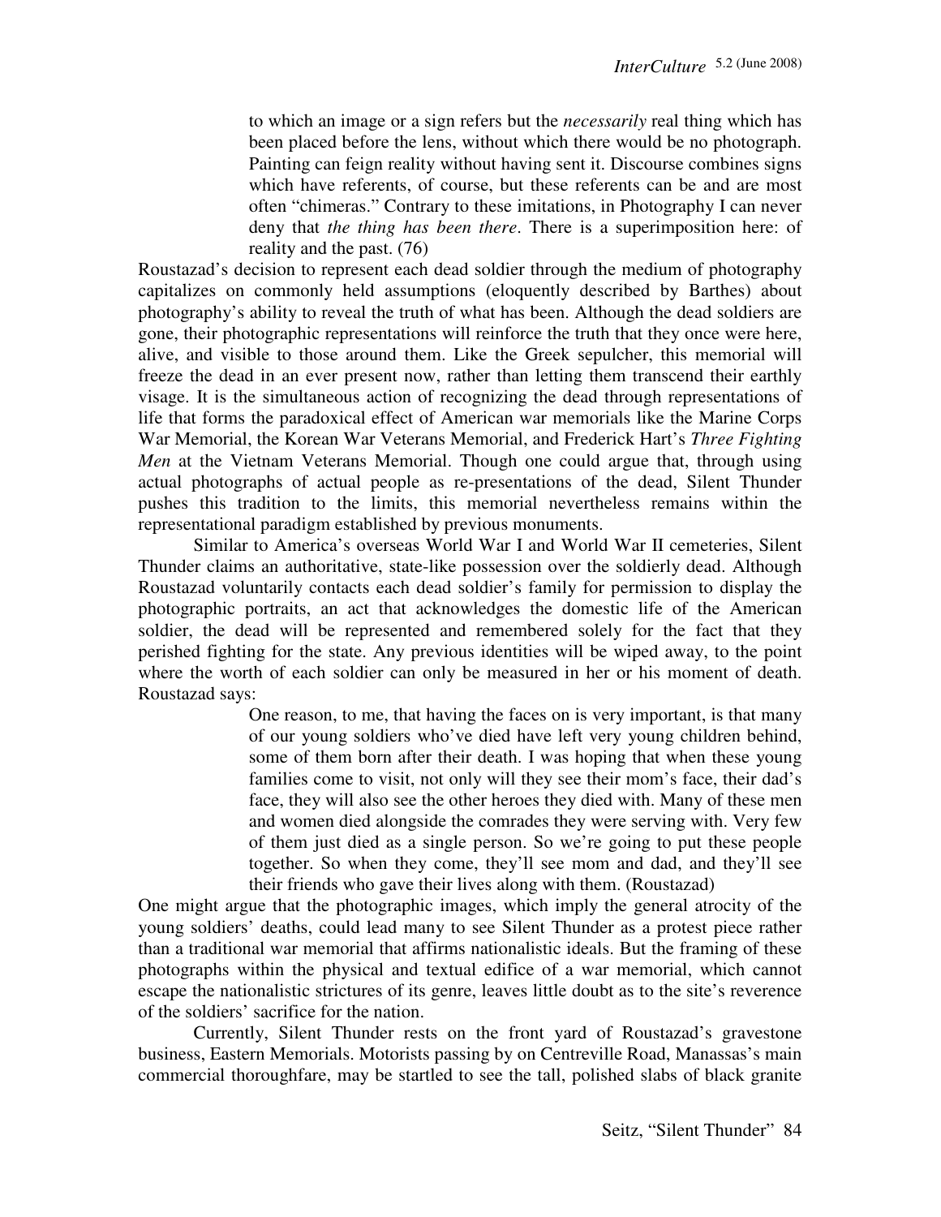> to which an image or a sign refers but the *necessarily* real thing which has been placed before the lens, without which there would be no photograph. Painting can feign reality without having sent it. Discourse combines signs which have referents, of course, but these referents can be and are most often "chimeras." Contrary to these imitations, in Photography I can never deny that *the thing has been there*. There is a superimposition here: of reality and the past. (76)

Roustazad's decision to represent each dead soldier through the medium of photography capitalizes on commonly held assumptions (eloquently described by Barthes) about photography's ability to reveal the truth of what has been. Although the dead soldiers are gone, their photographic representations will reinforce the truth that they once were here, alive, and visible to those around them. Like the Greek sepulcher, this memorial will freeze the dead in an ever present now, rather than letting them transcend their earthly visage. It is the simultaneous action of recognizing the dead through representations of life that forms the paradoxical effect of American war memorials like the Marine Corps War Memorial, the Korean War Veterans Memorial, and Frederick Hart's *Three Fighting Men* at the Vietnam Veterans Memorial. Though one could argue that, through using actual photographs of actual people as re-presentations of the dead, Silent Thunder pushes this tradition to the limits, this memorial nevertheless remains within the representational paradigm established by previous monuments.

Similar to America's overseas World War I and World War II cemeteries, Silent Thunder claims an authoritative, state-like possession over the soldierly dead. Although Roustazad voluntarily contacts each dead soldier's family for permission to display the photographic portraits, an act that acknowledges the domestic life of the American soldier, the dead will be represented and remembered solely for the fact that they perished fighting for the state. Any previous identities will be wiped away, to the point where the worth of each soldier can only be measured in her or his moment of death. Roustazad says:

> One reason, to me, that having the faces on is very important, is that many of our young soldiers who've died have left very young children behind, some of them born after their death. I was hoping that when these young families come to visit, not only will they see their mom's face, their dad's face, they will also see the other heroes they died with. Many of these men and women died alongside the comrades they were serving with. Very few of them just died as a single person. So we're going to put these people together. So when they come, they'll see mom and dad, and they'll see their friends who gave their lives along with them. (Roustazad)

One might argue that the photographic images, which imply the general atrocity of the young soldiers' deaths, could lead many to see Silent Thunder as a protest piece rather than a traditional war memorial that affirms nationalistic ideals. But the framing of these photographs within the physical and textual edifice of a war memorial, which cannot escape the nationalistic strictures of its genre, leaves little doubt as to the site's reverence of the soldiers' sacrifice for the nation.

Currently, Silent Thunder rests on the front yard of Roustazad's gravestone business, Eastern Memorials. Motorists passing by on Centreville Road, Manassas's main commercial thoroughfare, may be startled to see the tall, polished slabs of black granite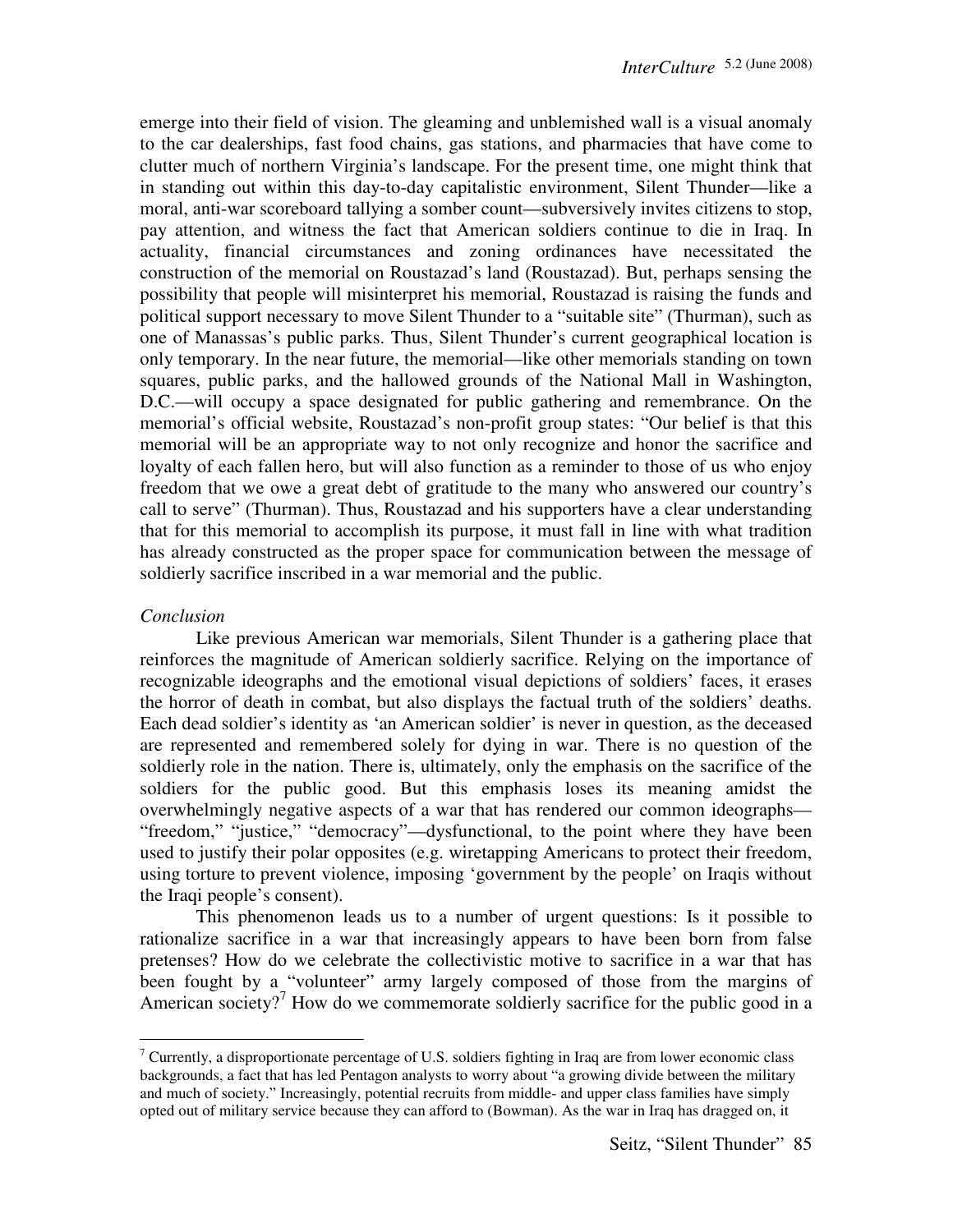emerge into their field of vision. The gleaming and unblemished wall is a visual anomaly to the car dealerships, fast food chains, gas stations, and pharmacies that have come to clutter much of northern Virginia's landscape. For the present time, one might think that in standing out within this day-to-day capitalistic environment, Silent Thunder—like a moral, anti-war scoreboard tallying a somber count—subversively invites citizens to stop, pay attention, and witness the fact that American soldiers continue to die in Iraq. In actuality, financial circumstances and zoning ordinances have necessitated the construction of the memorial on Roustazad's land (Roustazad). But, perhaps sensing the possibility that people will misinterpret his memorial, Roustazad is raising the funds and political support necessary to move Silent Thunder to a "suitable site" (Thurman), such as one of Manassas's public parks. Thus, Silent Thunder's current geographical location is only temporary. In the near future, the memorial—like other memorials standing on town squares, public parks, and the hallowed grounds of the National Mall in Washington, D.C.—will occupy a space designated for public gathering and remembrance. On the memorial's official website, Roustazad's non-profit group states: "Our belief is that this memorial will be an appropriate way to not only recognize and honor the sacrifice and loyalty of each fallen hero, but will also function as a reminder to those of us who enjoy freedom that we owe a great debt of gratitude to the many who answered our country's call to serve" (Thurman). Thus, Roustazad and his supporters have a clear understanding that for this memorial to accomplish its purpose, it must fall in line with what tradition has already constructed as the proper space for communication between the message of soldierly sacrifice inscribed in a war memorial and the public.

*Conclusion*

Like previous American war memorials, Silent Thunder is a gathering place that reinforces the magnitude of American soldierly sacrifice. Relying on the importance of recognizable ideographs and the emotional visual depictions of soldiers' faces, it erases the horror of death in combat, but also displays the factual truth of the soldiers' deaths. Each dead soldier's identity as 'an American soldier' is never in question, as the deceased are represented and remembered solely for dying in war. There is no question of the soldierly role in the nation. There is, ultimately, only the emphasis on the sacrifice of the soldiers for the public good. But this emphasis loses its meaning amidst the overwhelmingly negative aspects of a war that has rendered our common ideographs—"freedom," "justice," "democracy"—dysfunctional, to the point where they have been used to justify their polar opposites (e.g. wiretapping Americans to protect their freedom, using torture to prevent violence, imposing 'government by the people' on Iraqis without the Iraqi people's consent).

This phenomenon leads us to a number of urgent questions: Is it possible to rationalize sacrifice in a war that increasingly appears to have been born from false pretenses? How do we celebrate the collectivistic motive to sacrifice in a war that has been fought by a "volunteer" army largely composed of those from the margins of American society?[7] How do we commemorate soldierly sacrifice for the public good in a

[7] Currently, a disproportionate percentage of U.S. soldiers fighting in Iraq are from lower economic class backgrounds, a fact that has led Pentagon analysts to worry about "a growing divide between the military and much of society." Increasingly, potential recruits from middle- and upper class families have simply opted out of military service because they can afford to (Bowman). As the war in Iraq has dragged on, it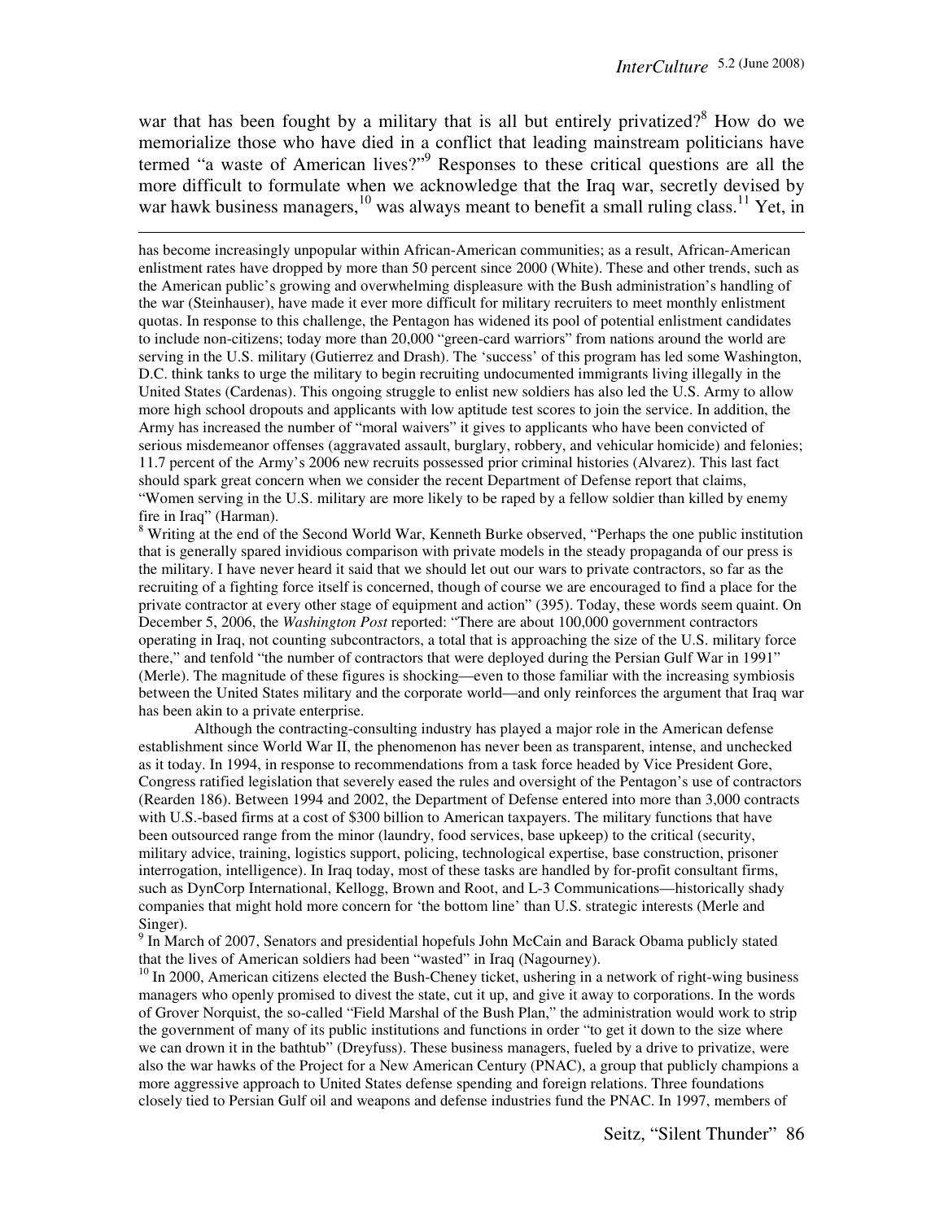war that has been fought by a military that is all but entirely privatized?[8] How do we memorialize those who have died in a conflict that leading mainstream politicians have termed "a waste of American lives?"[9] Responses to these critical questions are all the more difficult to formulate when we acknowledge that the Iraq war, secretly devised by war hawk business managers,[10] was always meant to benefit a small ruling class.[11] Yet, in

---

has become increasingly unpopular within African-American communities; as a result, African-American enlistment rates have dropped by more than 50 percent since 2000 (White). These and other trends, such as the American public's growing and overwhelming displeasure with the Bush administration's handling of the war (Steinhauser), have made it ever more difficult for military recruiters to meet monthly enlistment quotas. In response to this challenge, the Pentagon has widened its pool of potential enlistment candidates to include non-citizens; today more than 20,000 "green-card warriors" from nations around the world are serving in the U.S. military (Gutierrez and Drash). The 'success' of this program has led some Washington, D.C. think tanks to urge the military to begin recruiting undocumented immigrants living illegally in the United States (Cardenas). This ongoing struggle to enlist new soldiers has also led the U.S. Army to allow more high school dropouts and applicants with low aptitude test scores to join the service. In addition, the Army has increased the number of "moral waivers" it gives to applicants who have been convicted of serious misdemeanor offenses (aggravated assault, burglary, robbery, and vehicular homicide) and felonies; 11.7 percent of the Army's 2006 new recruits possessed prior criminal histories (Alvarez). This last fact should spark great concern when we consider the recent Department of Defense report that claims, "Women serving in the U.S. military are more likely to be raped by a fellow soldier than killed by enemy fire in Iraq" (Harman).

[8] Writing at the end of the Second World War, Kenneth Burke observed, "Perhaps the one public institution that is generally spared invidious comparison with private models in the steady propaganda of our press is the military. I have never heard it said that we should let out our wars to private contractors, so far as the recruiting of a fighting force itself is concerned, though of course we are encouraged to find a place for the private contractor at every other stage of equipment and action" (395). Today, these words seem quaint. On December 5, 2006, the *Washington Post* reported: "There are about 100,000 government contractors operating in Iraq, not counting subcontractors, a total that is approaching the size of the U.S. military force there," and tenfold "the number of contractors that were deployed during the Persian Gulf War in 1991" (Merle). The magnitude of these figures is shocking—even to those familiar with the increasing symbiosis between the United States military and the corporate world—and only reinforces the argument that Iraq war has been akin to a private enterprise.

Although the contracting-consulting industry has played a major role in the American defense establishment since World War II, the phenomenon has never been as transparent, intense, and unchecked as it today. In 1994, in response to recommendations from a task force headed by Vice President Gore, Congress ratified legislation that severely eased the rules and oversight of the Pentagon's use of contractors (Rearden 186). Between 1994 and 2002, the Department of Defense entered into more than 3,000 contracts with U.S.-based firms at a cost of $300 billion to American taxpayers. The military functions that have been outsourced range from the minor (laundry, food services, base upkeep) to the critical (security, military advice, training, logistics support, policing, technological expertise, base construction, prisoner interrogation, intelligence). In Iraq today, most of these tasks are handled by for-profit consultant firms, such as DynCorp International, Kellogg, Brown and Root, and L-3 Communications—historically shady companies that might hold more concern for 'the bottom line' than U.S. strategic interests (Merle and Singer).

[9] In March of 2007, Senators and presidential hopefuls John McCain and Barack Obama publicly stated that the lives of American soldiers had been "wasted" in Iraq (Nagourney).

[10] In 2000, American citizens elected the Bush-Cheney ticket, ushering in a network of right-wing business managers who openly promised to divest the state, cut it up, and give it away to corporations. In the words of Grover Norquist, the so-called "Field Marshal of the Bush Plan," the administration would work to strip the government of many of its public institutions and functions in order "to get it down to the size where we can drown it in the bathtub" (Dreyfuss). These business managers, fueled by a drive to privatize, were also the war hawks of the Project for a New American Century (PNAC), a group that publicly champions a more aggressive approach to United States defense spending and foreign relations. Three foundations closely tied to Persian Gulf oil and weapons and defense industries fund the PNAC. In 1997, members of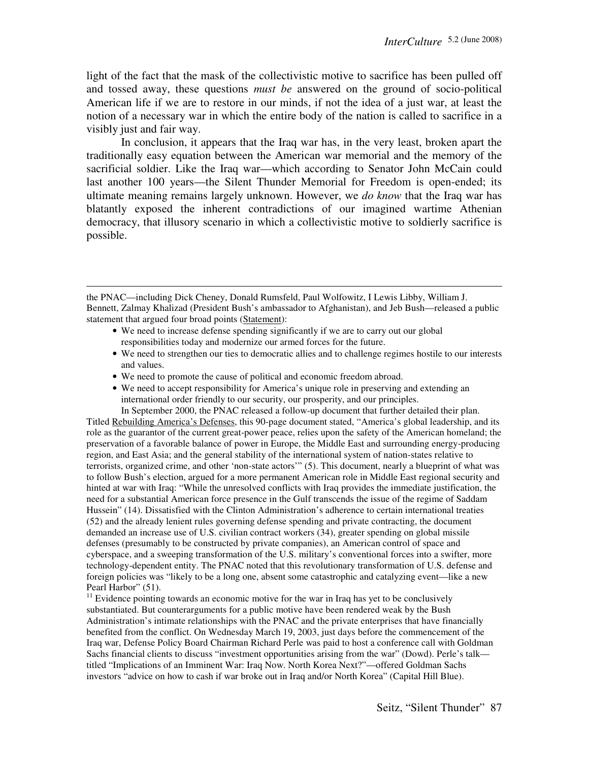light of the fact that the mask of the collectivistic motive to sacrifice has been pulled off and tossed away, these questions *must be* answered on the ground of socio-political American life if we are to restore in our minds, if not the idea of a just war, at least the notion of a necessary war in which the entire body of the nation is called to sacrifice in a visibly just and fair way.

In conclusion, it appears that the Iraq war has, in the very least, broken apart the traditionally easy equation between the American war memorial and the memory of the sacrificial soldier. Like the Iraq war—which according to Senator John McCain could last another 100 years—the Silent Thunder Memorial for Freedom is open-ended; its ultimate meaning remains largely unknown. However, we *do know* that the Iraq war has blatantly exposed the inherent contradictions of our imagined wartime Athenian democracy, that illusory scenario in which a collectivistic motive to soldierly sacrifice is possible.

---

the PNAC—including Dick Cheney, Donald Rumsfeld, Paul Wolfowitz, I Lewis Libby, William J. Bennett, Zalmay Khalizad (President Bush's ambassador to Afghanistan), and Jeb Bush—released a public statement that argued four broad points (Statement):

- We need to increase defense spending significantly if we are to carry out our global responsibilities today and modernize our armed forces for the future.
- We need to strengthen our ties to democratic allies and to challenge regimes hostile to our interests and values.
- We need to promote the cause of political and economic freedom abroad.
- We need to accept responsibility for America's unique role in preserving and extending an international order friendly to our security, our prosperity, and our principles.

In September 2000, the PNAC released a follow-up document that further detailed their plan. Titled Rebuilding America's Defenses, this 90-page document stated, "America's global leadership, and its role as the guarantor of the current great-power peace, relies upon the safety of the American homeland; the preservation of a favorable balance of power in Europe, the Middle East and surrounding energy-producing region, and East Asia; and the general stability of the international system of nation-states relative to terrorists, organized crime, and other 'non-state actors'" (5). This document, nearly a blueprint of what was to follow Bush's election, argued for a more permanent American role in Middle East regional security and hinted at war with Iraq: "While the unresolved conflicts with Iraq provides the immediate justification, the need for a substantial American force presence in the Gulf transcends the issue of the regime of Saddam Hussein" (14). Dissatisfied with the Clinton Administration's adherence to certain international treaties (52) and the already lenient rules governing defense spending and private contracting, the document demanded an increase use of U.S. civilian contract workers (34), greater spending on global missile defenses (presumably to be constructed by private companies), an American control of space and cyberspace, and a sweeping transformation of the U.S. military's conventional forces into a swifter, more technology-dependent entity. The PNAC noted that this revolutionary transformation of U.S. defense and foreign policies was "likely to be a long one, absent some catastrophic and catalyzing event—like a new Pearl Harbor" (51).

[11] Evidence pointing towards an economic motive for the war in Iraq has yet to be conclusively substantiated. But counterarguments for a public motive have been rendered weak by the Bush Administration's intimate relationships with the PNAC and the private enterprises that have financially benefited from the conflict. On Wednesday March 19, 2003, just days before the commencement of the Iraq war, Defense Policy Board Chairman Richard Perle was paid to host a conference call with Goldman Sachs financial clients to discuss "investment opportunities arising from the war" (Dowd). Perle's talk—titled "Implications of an Imminent War: Iraq Now. North Korea Next?"—offered Goldman Sachs investors "advice on how to cash if war broke out in Iraq and/or North Korea" (Capital Hill Blue).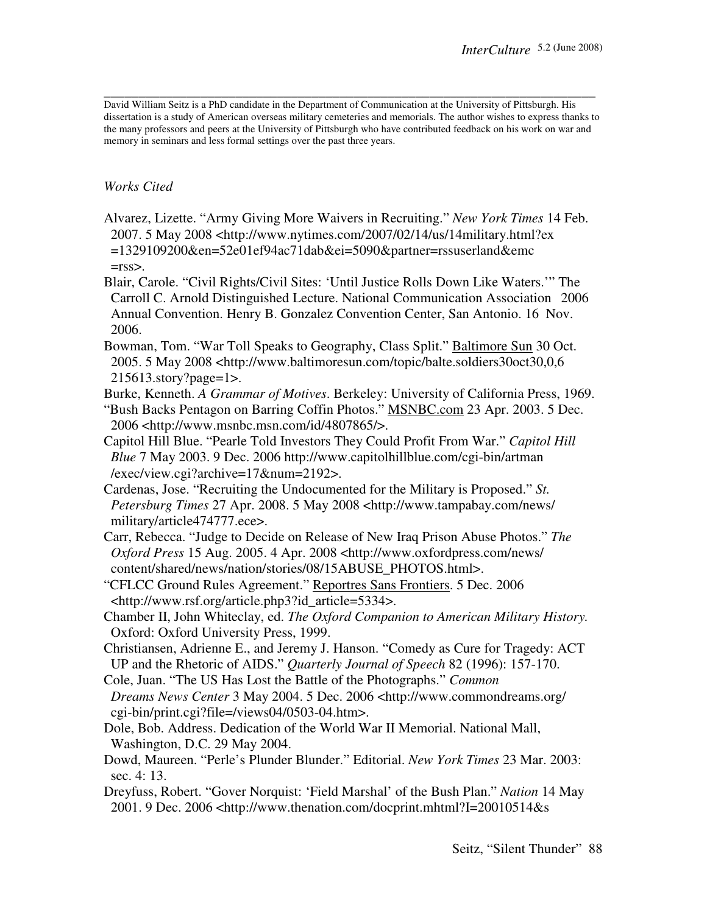---

David William Seitz is a PhD candidate in the Department of Communication at the University of Pittsburgh. His dissertation is a study of American overseas military cemeteries and memorials. The author wishes to express thanks to the many professors and peers at the University of Pittsburgh who have contributed feedback on his work on war and memory in seminars and less formal settings over the past three years.

*Works Cited*

Alvarez, Lizette. "Army Giving More Waivers in Recruiting." *New York Times* 14 Feb. 2007. 5 May 2008 <http://www.nytimes.com/2007/02/14/us/14military.html?ex =1329109200&en=52e01ef94ac71dab&ei=5090&partner=rssuserland&emc =rss>.

Blair, Carole. "Civil Rights/Civil Sites: 'Until Justice Rolls Down Like Waters.'" The Carroll C. Arnold Distinguished Lecture. National Communication Association 2006 Annual Convention. Henry B. Gonzalez Convention Center, San Antonio. 16 Nov. 2006.

Bowman, Tom. "War Toll Speaks to Geography, Class Split." Baltimore Sun 30 Oct. 2005. 5 May 2008 <http://www.baltimoresun.com/topic/balte.soldiers30oct30,0,6 215613.story?page=1>.

Burke, Kenneth. *A Grammar of Motives*. Berkeley: University of California Press, 1969.

"Bush Backs Pentagon on Barring Coffin Photos." MSNBC.com 23 Apr. 2003. 5 Dec. 2006 <http://www.msnbc.msn.com/id/4807865/>.

Capitol Hill Blue. "Pearle Told Investors They Could Profit From War." *Capitol Hill Blue* 7 May 2003. 9 Dec. 2006 http://www.capitolhillblue.com/cgi-bin/artman /exec/view.cgi?archive=17&num=2192>.

Cardenas, Jose. "Recruiting the Undocumented for the Military is Proposed." *St. Petersburg Times* 27 Apr. 2008. 5 May 2008 <http://www.tampabay.com/news/ military/article474777.ece>.

Carr, Rebecca. "Judge to Decide on Release of New Iraq Prison Abuse Photos." *The Oxford Press* 15 Aug. 2005. 4 Apr. 2008 <http://www.oxfordpress.com/news/ content/shared/news/nation/stories/08/15ABUSE_PHOTOS.html>.

"CFLCC Ground Rules Agreement." Reportres Sans Frontiers. 5 Dec. 2006 <http://www.rsf.org/article.php3?id_article=5334>.

Chamber II, John Whiteclay, ed. *The Oxford Companion to American Military History.* Oxford: Oxford University Press, 1999.

Christiansen, Adrienne E., and Jeremy J. Hanson. "Comedy as Cure for Tragedy: ACT UP and the Rhetoric of AIDS." *Quarterly Journal of Speech* 82 (1996): 157-170.

Cole, Juan. "The US Has Lost the Battle of the Photographs." *Common Dreams News Center* 3 May 2004. 5 Dec. 2006 <http://www.commondreams.org/ cgi-bin/print.cgi?file=/views04/0503-04.htm>.

Dole, Bob. Address. Dedication of the World War II Memorial. National Mall, Washington, D.C. 29 May 2004.

Dowd, Maureen. "Perle's Plunder Blunder." Editorial. *New York Times* 23 Mar. 2003: sec. 4: 13.

Dreyfuss, Robert. "Gover Norquist: 'Field Marshal' of the Bush Plan." *Nation* 14 May 2001. 9 Dec. 2006 <http://www.thenation.com/docprint.mhtml?I=20010514&s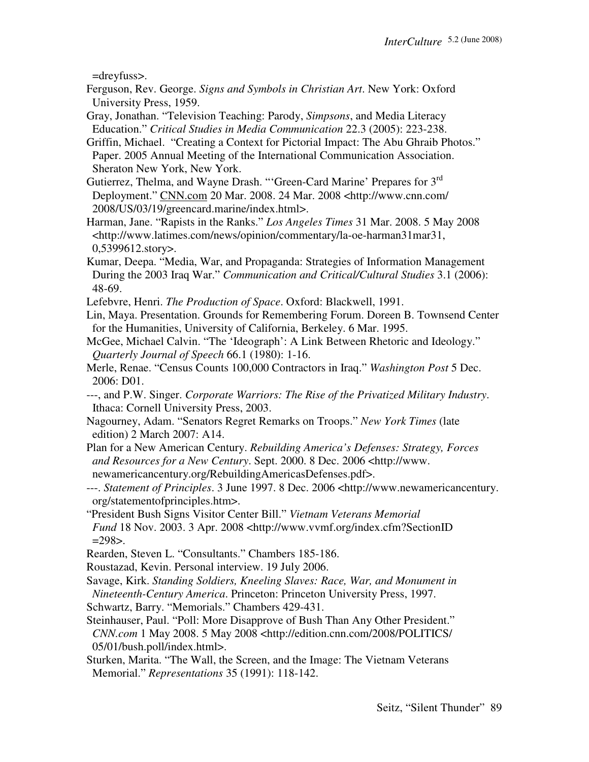=dreyfuss>.

Ferguson, Rev. George. *Signs and Symbols in Christian Art*. New York: Oxford University Press, 1959.

Gray, Jonathan. "Television Teaching: Parody, *Simpsons*, and Media Literacy Education." *Critical Studies in Media Communication* 22.3 (2005): 223-238.

Griffin, Michael. "Creating a Context for Pictorial Impact: The Abu Ghraib Photos." Paper. 2005 Annual Meeting of the International Communication Association. Sheraton New York, New York.

Gutierrez, Thelma, and Wayne Drash. "'Green-Card Marine' Prepares for 3rd Deployment." CNN.com 20 Mar. 2008. 24 Mar. 2008 <http://www.cnn.com/2008/US/03/19/greencard.marine/index.html>.

Harman, Jane. "Rapists in the Ranks." *Los Angeles Times* 31 Mar. 2008. 5 May 2008 <http://www.latimes.com/news/opinion/commentary/la-oe-harman31mar31,0,5399612.story>.

Kumar, Deepa. "Media, War, and Propaganda: Strategies of Information Management During the 2003 Iraq War." *Communication and Critical/Cultural Studies* 3.1 (2006): 48-69.

Lefebvre, Henri. *The Production of Space*. Oxford: Blackwell, 1991.

Lin, Maya. Presentation. Grounds for Remembering Forum. Doreen B. Townsend Center for the Humanities, University of California, Berkeley. 6 Mar. 1995.

McGee, Michael Calvin. "The 'Ideograph': A Link Between Rhetoric and Ideology." *Quarterly Journal of Speech* 66.1 (1980): 1-16.

Merle, Renae. "Census Counts 100,000 Contractors in Iraq." *Washington Post* 5 Dec. 2006: D01.

---, and P.W. Singer. *Corporate Warriors: The Rise of the Privatized Military Industry*. Ithaca: Cornell University Press, 2003.

Nagourney, Adam. "Senators Regret Remarks on Troops." *New York Times* (late edition) 2 March 2007: A14.

Plan for a New American Century. *Rebuilding America's Defenses: Strategy, Forces and Resources for a New Century*. Sept. 2000. 8 Dec. 2006 <http://www.newamericancentury.org/RebuildingAmericasDefenses.pdf>.

---. *Statement of Principles*. 3 June 1997. 8 Dec. 2006 <http://www.newamericancentury.org/statementofprinciples.htm>.

"President Bush Signs Visitor Center Bill." *Vietnam Veterans Memorial Fund* 18 Nov. 2003. 3 Apr. 2008 <http://www.vvmf.org/index.cfm?SectionID=298>.

Rearden, Steven L. "Consultants." Chambers 185-186.

Roustazad, Kevin. Personal interview. 19 July 2006.

Savage, Kirk. *Standing Soldiers, Kneeling Slaves: Race, War, and Monument in Nineteenth-Century America*. Princeton: Princeton University Press, 1997.

Schwartz, Barry. "Memorials." Chambers 429-431.

Steinhauser, Paul. "Poll: More Disapprove of Bush Than Any Other President." *CNN.com* 1 May 2008. 5 May 2008 <http://edition.cnn.com/2008/POLITICS/05/01/bush.poll/index.html>.

Sturken, Marita. "The Wall, the Screen, and the Image: The Vietnam Veterans Memorial." *Representations* 35 (1991): 118-142.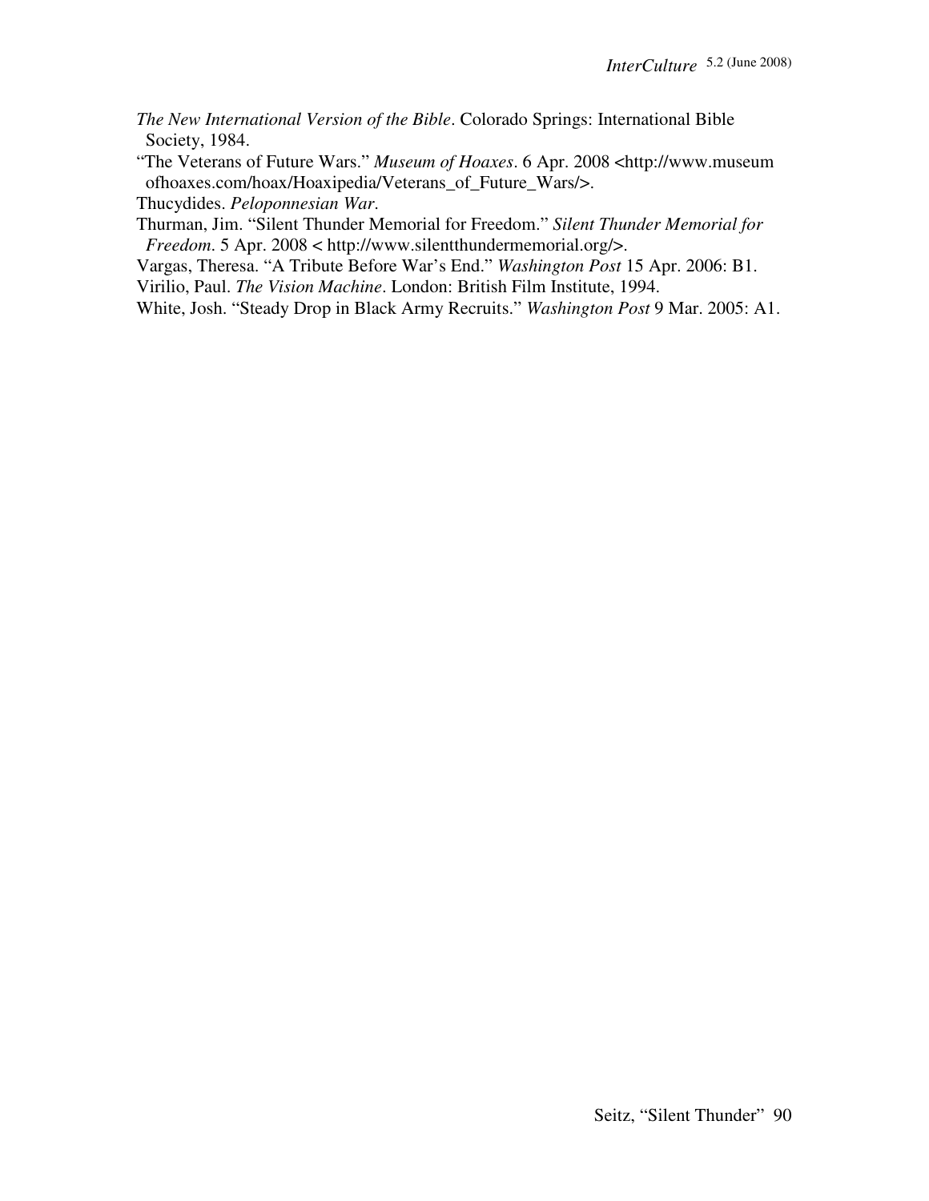*The New International Version of the Bible*. Colorado Springs: International Bible Society, 1984.

"The Veterans of Future Wars." *Museum of Hoaxes*. 6 Apr. 2008 <http://www.museumofhoaxes.com/hoax/Hoaxipedia/Veterans_of_Future_Wars/>.

Thucydides. *Peloponnesian War*.

Thurman, Jim. "Silent Thunder Memorial for Freedom." *Silent Thunder Memorial for Freedom*. 5 Apr. 2008 < http://www.silentthundermemorial.org/>.

Vargas, Theresa. "A Tribute Before War's End." *Washington Post* 15 Apr. 2006: B1.

Virilio, Paul. *The Vision Machine*. London: British Film Institute, 1994.

White, Josh. "Steady Drop in Black Army Recruits." *Washington Post* 9 Mar. 2005: A1.